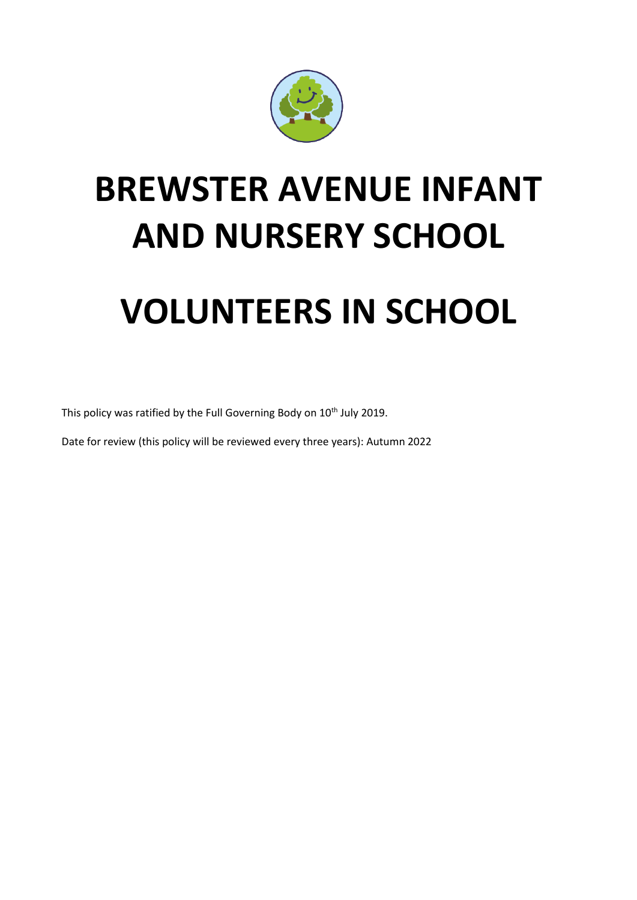# BREWSTER AVENUE INFANT AND NURSERY SCHOOL

# VOLUNTEERS IN SCHOOL

This policy was ratified by the Full Governing Body on 10th July 2019.

Date for review (this policy will be reviewed every three years): Autumn 2022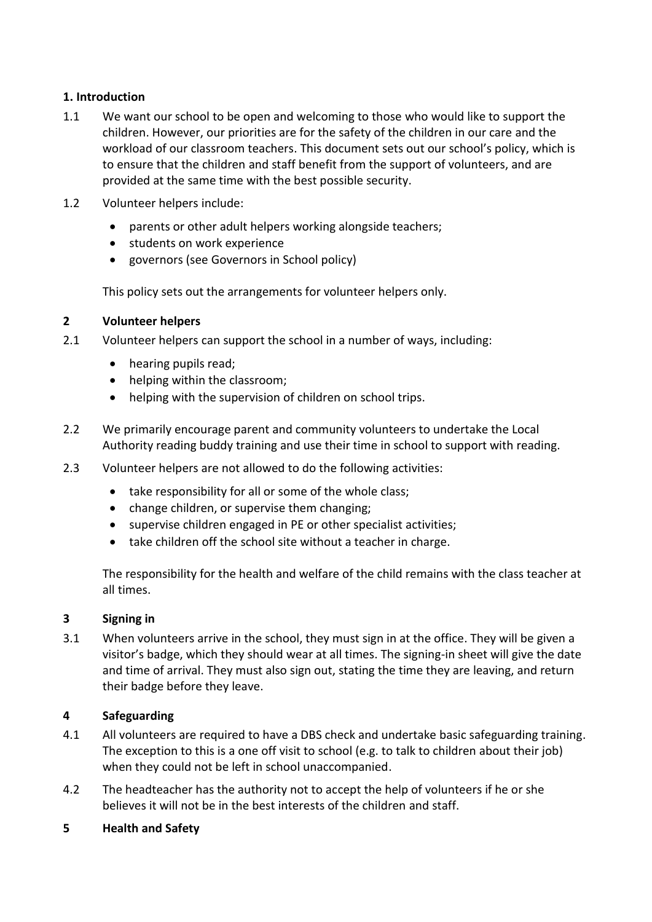## 1. Introduction

1.1 We want our school to be open and welcoming to those who would like to support the children. However, our priorities are for the safety of the children in our care and the workload of our classroom teachers. This document sets out our school's policy, which is to ensure that the children and staff benefit from the support of volunteers, and are provided at the same time with the best possible security.

1.2 Volunteer helpers include:

- parents or other adult helpers working alongside teachers;
- students on work experience
- governors (see Governors in School policy)

This policy sets out the arrangements for volunteer helpers only.

## 2 Volunteer helpers

2.1 Volunteer helpers can support the school in a number of ways, including:

- hearing pupils read;
- helping within the classroom;
- helping with the supervision of children on school trips.

2.2 We primarily encourage parent and community volunteers to undertake the Local Authority reading buddy training and use their time in school to support with reading.

2.3 Volunteer helpers are not allowed to do the following activities:

- take responsibility for all or some of the whole class;
- change children, or supervise them changing;
- supervise children engaged in PE or other specialist activities;
- take children off the school site without a teacher in charge.

The responsibility for the health and welfare of the child remains with the class teacher at all times.

## 3 Signing in

3.1 When volunteers arrive in the school, they must sign in at the office. They will be given a visitor's badge, which they should wear at all times. The signing-in sheet will give the date and time of arrival. They must also sign out, stating the time they are leaving, and return their badge before they leave.

## 4 Safeguarding

4.1 All volunteers are required to have a DBS check and undertake basic safeguarding training. The exception to this is a one off visit to school (e.g. to talk to children about their job) when they could not be left in school unaccompanied.

4.2 The headteacher has the authority not to accept the help of volunteers if he or she believes it will not be in the best interests of the children and staff.

## 5 Health and Safety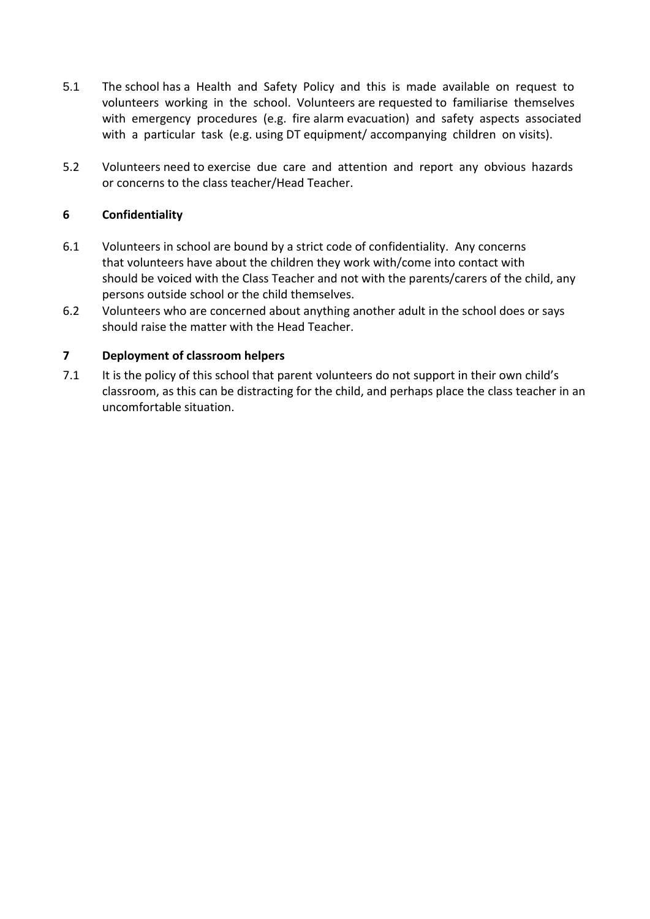5.1 The school has a Health and Safety Policy and this is made available on request to volunteers working in the school. Volunteers are requested to familiarise themselves with emergency procedures (e.g. fire alarm evacuation) and safety aspects associated with a particular task (e.g. using DT equipment/ accompanying children on visits).

5.2 Volunteers need to exercise due care and attention and report any obvious hazards or concerns to the class teacher/Head Teacher.

## 6 Confidentiality

6.1 Volunteers in school are bound by a strict code of confidentiality. Any concerns that volunteers have about the children they work with/come into contact with should be voiced with the Class Teacher and not with the parents/carers of the child, any persons outside school or the child themselves.

6.2 Volunteers who are concerned about anything another adult in the school does or says should raise the matter with the Head Teacher.

## 7 Deployment of classroom helpers

7.1 It is the policy of this school that parent volunteers do not support in their own child's classroom, as this can be distracting for the child, and perhaps place the class teacher in an uncomfortable situation.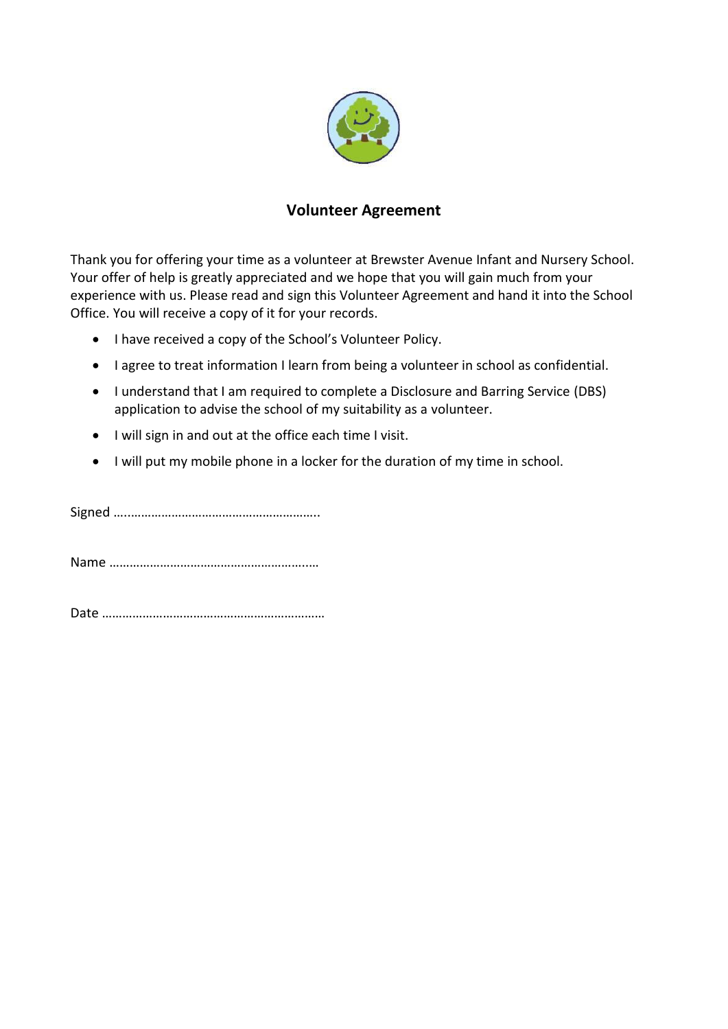## Volunteer Agreement

Thank you for offering your time as a volunteer at Brewster Avenue Infant and Nursery School. Your offer of help is greatly appreciated and we hope that you will gain much from your experience with us. Please read and sign this Volunteer Agreement and hand it into the School Office. You will receive a copy of it for your records.

- I have received a copy of the School's Volunteer Policy.
- I agree to treat information I learn from being a volunteer in school as confidential.
- I understand that I am required to complete a Disclosure and Barring Service (DBS) application to advise the school of my suitability as a volunteer.
- I will sign in and out at the office each time I visit.
- I will put my mobile phone in a locker for the duration of my time in school.

Signed ….……………………………………………..

Name ……………………………………………….…

Date …………………………………………………………